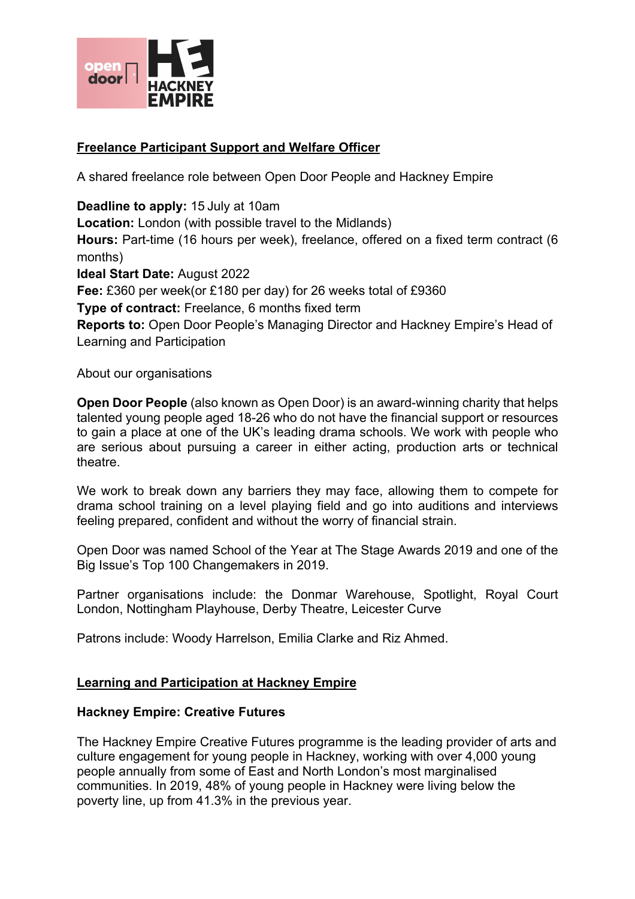## Freelance Participant Support and Welfare Officer

A shared freelance role between Open Door People and Hackney Empire

**Deadline to apply:** 15 July at 10am
**Location:** London (with possible travel to the Midlands)
**Hours:** Part-time (16 hours per week), freelance, offered on a fixed term contract (6 months)
**Ideal Start Date:** August 2022
**Fee:** £360 per week(or £180 per day) for 26 weeks total of £9360
**Type of contract:** Freelance, 6 months fixed term
**Reports to:** Open Door People's Managing Director and Hackney Empire's Head of Learning and Participation

About our organisations

**Open Door People** (also known as Open Door) is an award-winning charity that helps talented young people aged 18-26 who do not have the financial support or resources to gain a place at one of the UK's leading drama schools. We work with people who are serious about pursuing a career in either acting, production arts or technical theatre.

We work to break down any barriers they may face, allowing them to compete for drama school training on a level playing field and go into auditions and interviews feeling prepared, confident and without the worry of financial strain.

Open Door was named School of the Year at The Stage Awards 2019 and one of the Big Issue's Top 100 Changemakers in 2019.

Partner organisations include: the Donmar Warehouse, Spotlight, Royal Court London, Nottingham Playhouse, Derby Theatre, Leicester Curve

Patrons include: Woody Harrelson, Emilia Clarke and Riz Ahmed.

## Learning and Participation at Hackney Empire

### Hackney Empire: Creative Futures

The Hackney Empire Creative Futures programme is the leading provider of arts and culture engagement for young people in Hackney, working with over 4,000 young people annually from some of East and North London's most marginalised communities. In 2019, 48% of young people in Hackney were living below the poverty line, up from 41.3% in the previous year.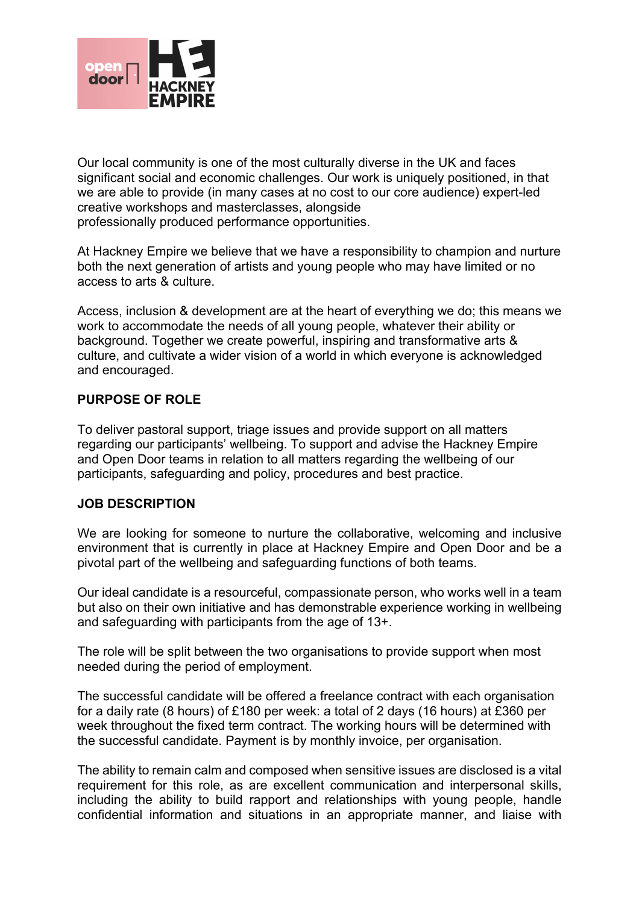Our local community is one of the most culturally diverse in the UK and faces significant social and economic challenges. Our work is uniquely positioned, in that we are able to provide (in many cases at no cost to our core audience) expert-led creative workshops and masterclasses, alongside professionally produced performance opportunities.

At Hackney Empire we believe that we have a responsibility to champion and nurture both the next generation of artists and young people who may have limited or no access to arts & culture.

Access, inclusion & development are at the heart of everything we do; this means we work to accommodate the needs of all young people, whatever their ability or background. Together we create powerful, inspiring and transformative arts & culture, and cultivate a wider vision of a world in which everyone is acknowledged and encouraged.

**PURPOSE OF ROLE**

To deliver pastoral support, triage issues and provide support on all matters regarding our participants' wellbeing. To support and advise the Hackney Empire and Open Door teams in relation to all matters regarding the wellbeing of our participants, safeguarding and policy, procedures and best practice.

**JOB DESCRIPTION**

We are looking for someone to nurture the collaborative, welcoming and inclusive environment that is currently in place at Hackney Empire and Open Door and be a pivotal part of the wellbeing and safeguarding functions of both teams.

Our ideal candidate is a resourceful, compassionate person, who works well in a team but also on their own initiative and has demonstrable experience working in wellbeing and safeguarding with participants from the age of 13+.

The role will be split between the two organisations to provide support when most needed during the period of employment.

The successful candidate will be offered a freelance contract with each organisation for a daily rate (8 hours) of £180 per week: a total of 2 days (16 hours) at £360 per week throughout the fixed term contract. The working hours will be determined with the successful candidate. Payment is by monthly invoice, per organisation.

The ability to remain calm and composed when sensitive issues are disclosed is a vital requirement for this role, as are excellent communication and interpersonal skills, including the ability to build rapport and relationships with young people, handle confidential information and situations in an appropriate manner, and liaise with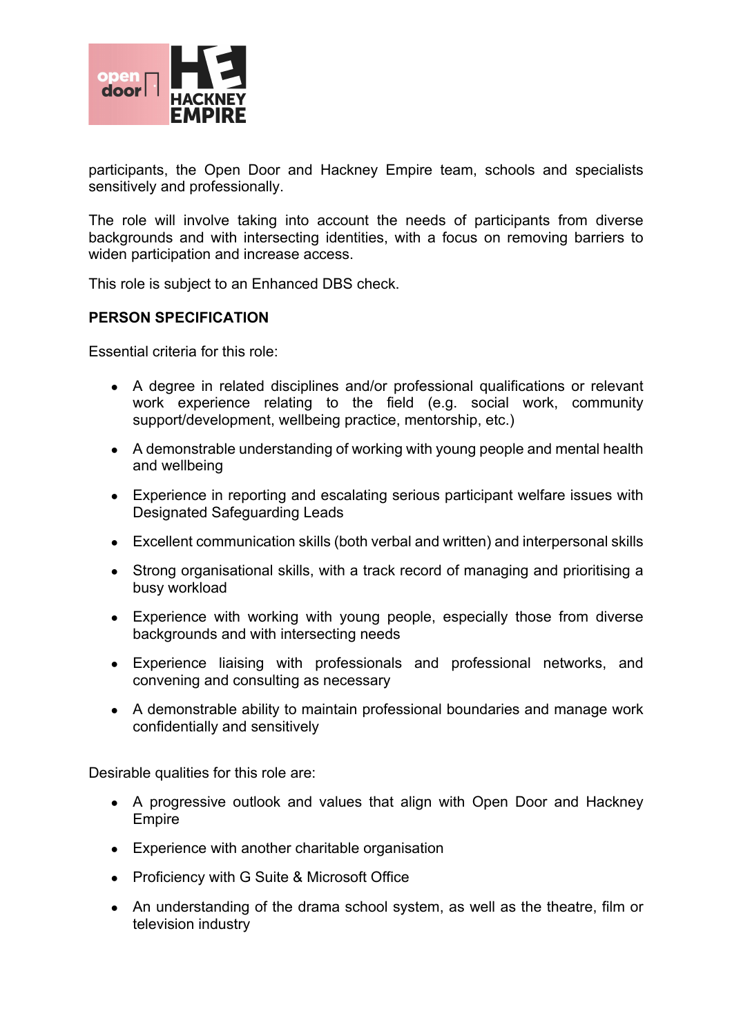participants, the Open Door and Hackney Empire team, schools and specialists sensitively and professionally.

The role will involve taking into account the needs of participants from diverse backgrounds and with intersecting identities, with a focus on removing barriers to widen participation and increase access.

This role is subject to an Enhanced DBS check.

**PERSON SPECIFICATION**

Essential criteria for this role:

- A degree in related disciplines and/or professional qualifications or relevant work experience relating to the field (e.g. social work, community support/development, wellbeing practice, mentorship, etc.)
- A demonstrable understanding of working with young people and mental health and wellbeing
- Experience in reporting and escalating serious participant welfare issues with Designated Safeguarding Leads
- Excellent communication skills (both verbal and written) and interpersonal skills
- Strong organisational skills, with a track record of managing and prioritising a busy workload
- Experience with working with young people, especially those from diverse backgrounds and with intersecting needs
- Experience liaising with professionals and professional networks, and convening and consulting as necessary
- A demonstrable ability to maintain professional boundaries and manage work confidentially and sensitively

Desirable qualities for this role are:

- A progressive outlook and values that align with Open Door and Hackney Empire
- Experience with another charitable organisation
- Proficiency with G Suite & Microsoft Office
- An understanding of the drama school system, as well as the theatre, film or television industry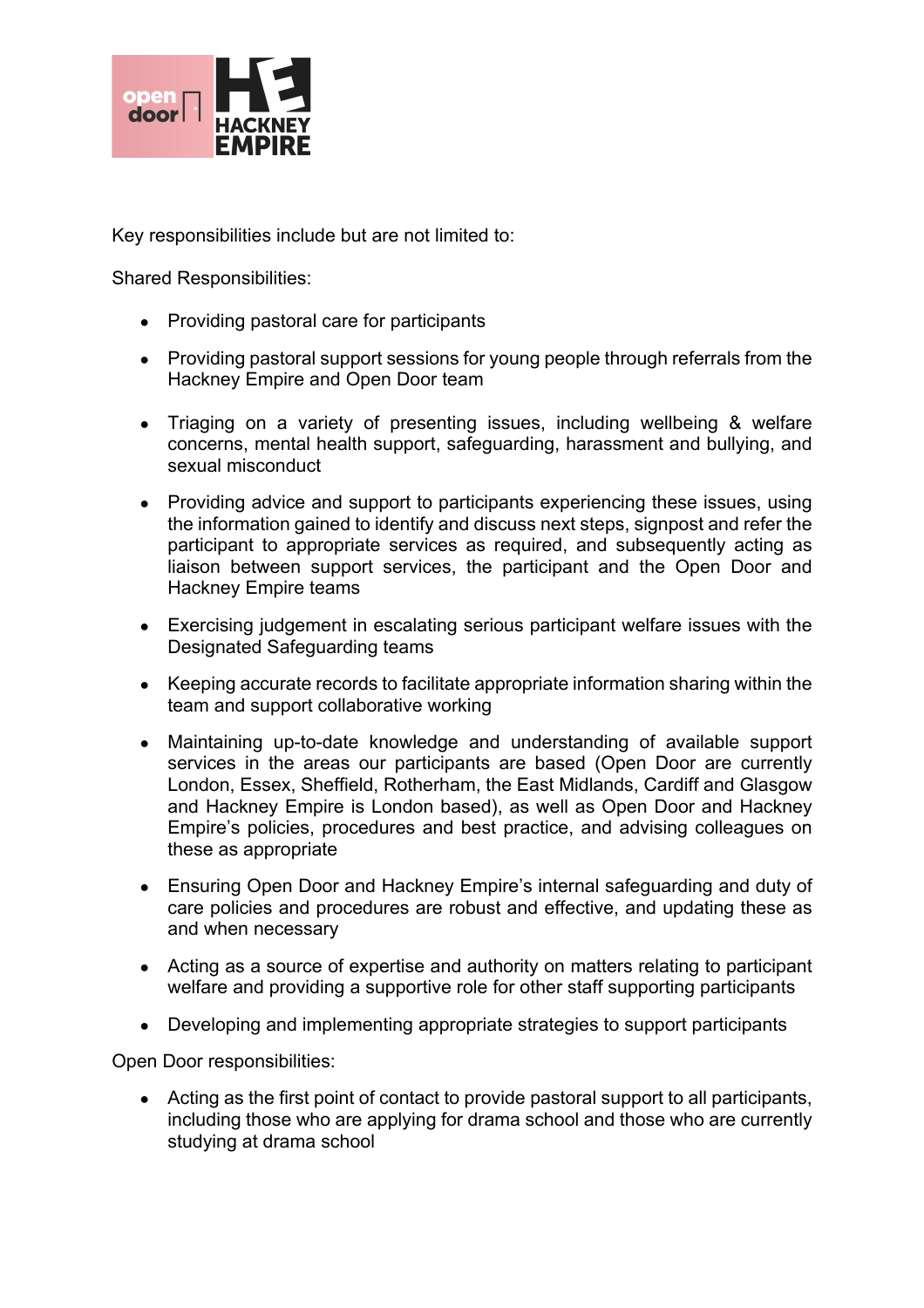Key responsibilities include but are not limited to:

Shared Responsibilities:

- Providing pastoral care for participants
- Providing pastoral support sessions for young people through referrals from the Hackney Empire and Open Door team
- Triaging on a variety of presenting issues, including wellbeing & welfare concerns, mental health support, safeguarding, harassment and bullying, and sexual misconduct
- Providing advice and support to participants experiencing these issues, using the information gained to identify and discuss next steps, signpost and refer the participant to appropriate services as required, and subsequently acting as liaison between support services, the participant and the Open Door and Hackney Empire teams
- Exercising judgement in escalating serious participant welfare issues with the Designated Safeguarding teams
- Keeping accurate records to facilitate appropriate information sharing within the team and support collaborative working
- Maintaining up-to-date knowledge and understanding of available support services in the areas our participants are based (Open Door are currently London, Essex, Sheffield, Rotherham, the East Midlands, Cardiff and Glasgow and Hackney Empire is London based), as well as Open Door and Hackney Empire's policies, procedures and best practice, and advising colleagues on these as appropriate
- Ensuring Open Door and Hackney Empire's internal safeguarding and duty of care policies and procedures are robust and effective, and updating these as and when necessary
- Acting as a source of expertise and authority on matters relating to participant welfare and providing a supportive role for other staff supporting participants
- Developing and implementing appropriate strategies to support participants

Open Door responsibilities:

- Acting as the first point of contact to provide pastoral support to all participants, including those who are applying for drama school and those who are currently studying at drama school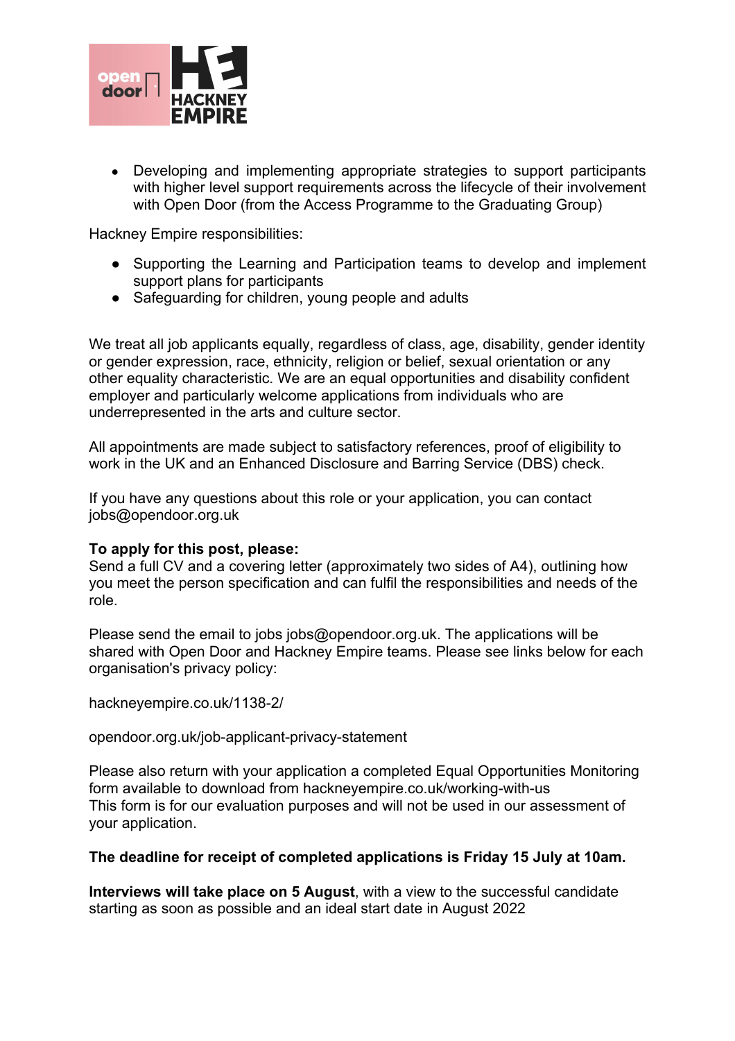- Developing and implementing appropriate strategies to support participants with higher level support requirements across the lifecycle of their involvement with Open Door (from the Access Programme to the Graduating Group)

Hackney Empire responsibilities:

- Supporting the Learning and Participation teams to develop and implement support plans for participants
- Safeguarding for children, young people and adults

We treat all job applicants equally, regardless of class, age, disability, gender identity or gender expression, race, ethnicity, religion or belief, sexual orientation or any other equality characteristic. We are an equal opportunities and disability confident employer and particularly welcome applications from individuals who are underrepresented in the arts and culture sector.

All appointments are made subject to satisfactory references, proof of eligibility to work in the UK and an Enhanced Disclosure and Barring Service (DBS) check.

If you have any questions about this role or your application, you can contact jobs@opendoor.org.uk

**To apply for this post, please:**
Send a full CV and a covering letter (approximately two sides of A4), outlining how you meet the person specification and can fulfil the responsibilities and needs of the role.

Please send the email to jobs jobs@opendoor.org.uk. The applications will be shared with Open Door and Hackney Empire teams. Please see links below for each organisation's privacy policy:

hackneyempire.co.uk/1138-2/

opendoor.org.uk/job-applicant-privacy-statement

Please also return with your application a completed Equal Opportunities Monitoring form available to download from hackneyempire.co.uk/working-with-us
This form is for our evaluation purposes and will not be used in our assessment of your application.

**The deadline for receipt of completed applications is Friday 15 July at 10am.**

**Interviews will take place on 5 August**, with a view to the successful candidate starting as soon as possible and an ideal start date in August 2022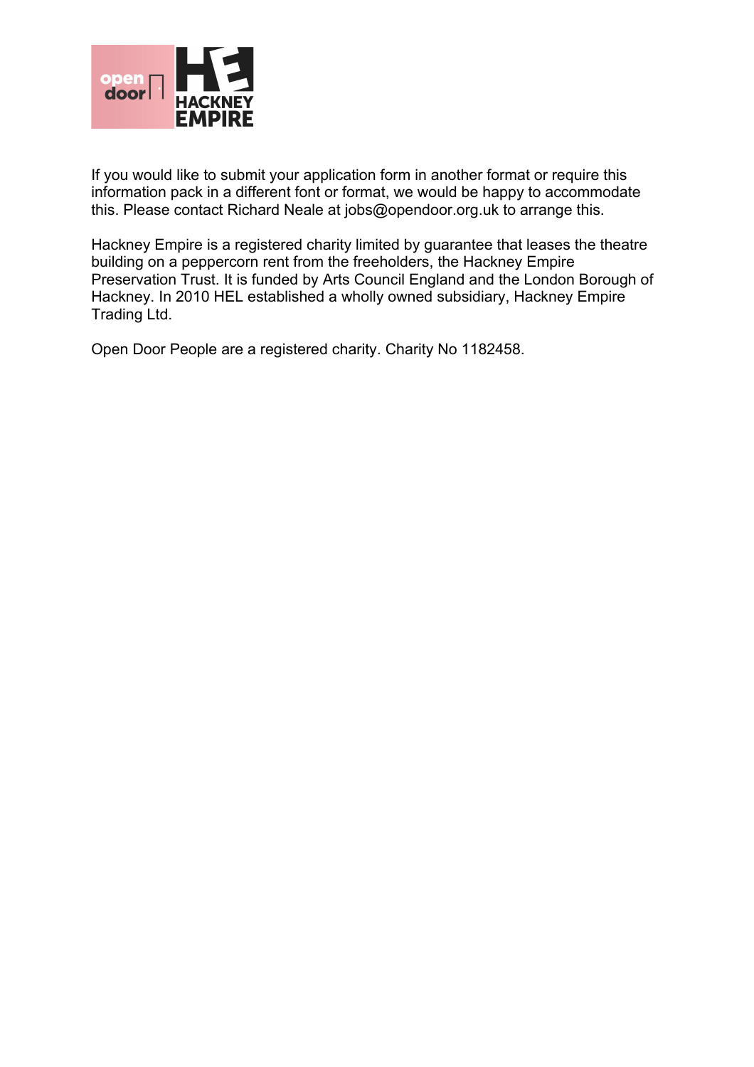If you would like to submit your application form in another format or require this information pack in a different font or format, we would be happy to accommodate this. Please contact Richard Neale at jobs@opendoor.org.uk to arrange this.

Hackney Empire is a registered charity limited by guarantee that leases the theatre building on a peppercorn rent from the freeholders, the Hackney Empire Preservation Trust. It is funded by Arts Council England and the London Borough of Hackney. In 2010 HEL established a wholly owned subsidiary, Hackney Empire Trading Ltd.

Open Door People are a registered charity. Charity No 1182458.